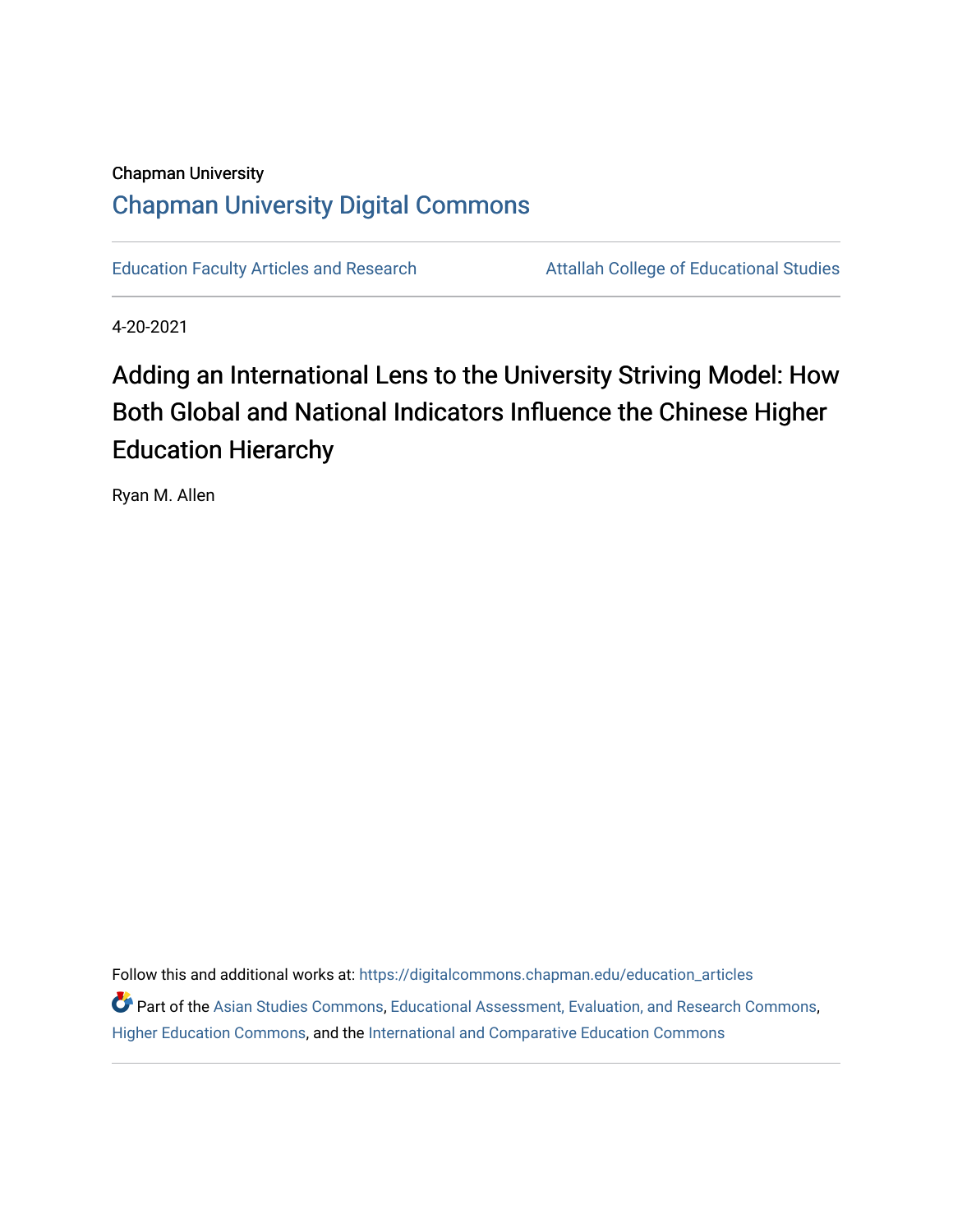Chapman University

# Chapman University Digital Commons

Education Faculty Articles and Research | Attallah College of Educational Studies

4-20-2021

# Adding an International Lens to the University Striving Model: How Both Global and National Indicators Influence the Chinese Higher Education Hierarchy

Ryan M. Allen

Follow this and additional works at: https://digitalcommons.chapman.edu/education_articles

Part of the Asian Studies Commons, Educational Assessment, Evaluation, and Research Commons, Higher Education Commons, and the International and Comparative Education Commons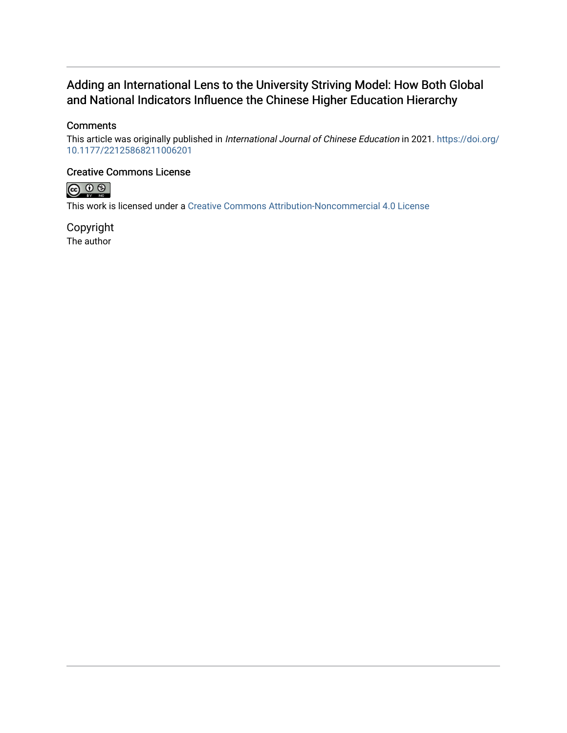## Adding an International Lens to the University Striving Model: How Both Global and National Indicators Influence the Chinese Higher Education Hierarchy

### Comments

This article was originally published in *International Journal of Chinese Education* in 2021. https://doi.org/10.1177/22125868211006201

### Creative Commons License

This work is licensed under a Creative Commons Attribution-Noncommercial 4.0 License

### Copyright

The author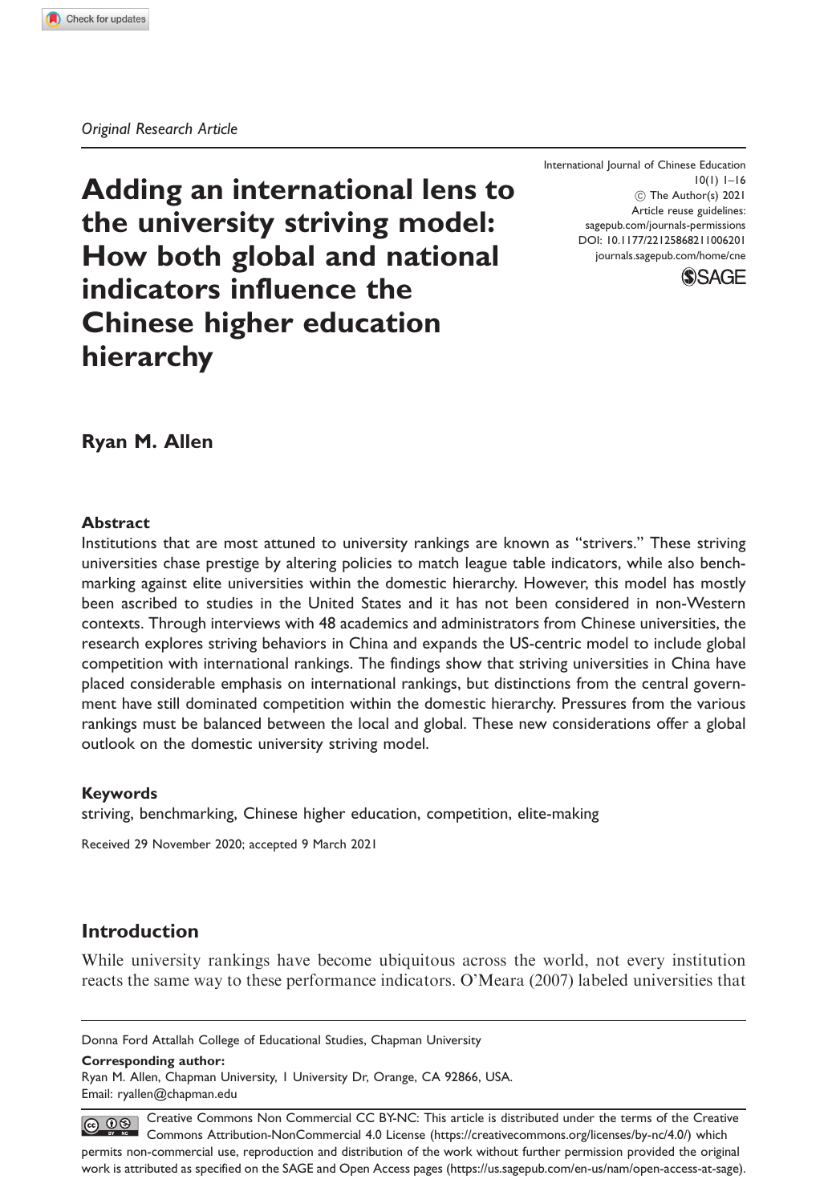*Original Research Article*

# Adding an international lens to the university striving model: How both global and national indicators influence the Chinese higher education hierarchy

International Journal of Chinese Education
10(1) 1–16
© The Author(s) 2021
Article reuse guidelines:
sagepub.com/journals-permissions
DOI: 10.1177/22125868211006201
journals.sagepub.com/home/cne

**Ryan M. Allen**

### Abstract

Institutions that are most attuned to university rankings are known as "strivers." These striving universities chase prestige by altering policies to match league table indicators, while also benchmarking against elite universities within the domestic hierarchy. However, this model has mostly been ascribed to studies in the United States and it has not been considered in non-Western contexts. Through interviews with 48 academics and administrators from Chinese universities, the research explores striving behaviors in China and expands the US-centric model to include global competition with international rankings. The findings show that striving universities in China have placed considerable emphasis on international rankings, but distinctions from the central government have still dominated competition within the domestic hierarchy. Pressures from the various rankings must be balanced between the local and global. These new considerations offer a global outlook on the domestic university striving model.

### Keywords

striving, benchmarking, Chinese higher education, competition, elite-making

Received 29 November 2020; accepted 9 March 2021

## Introduction

While university rankings have become ubiquitous across the world, not every institution reacts the same way to these performance indicators. O'Meara (2007) labeled universities that

Donna Ford Attallah College of Educational Studies, Chapman University

**Corresponding author:**
Ryan M. Allen, Chapman University, 1 University Dr, Orange, CA 92866, USA.
Email: ryallen@chapman.edu

Creative Commons Non Commercial CC BY-NC: This article is distributed under the terms of the Creative Commons Attribution-NonCommercial 4.0 License (https://creativecommons.org/licenses/by-nc/4.0/) which permits non-commercial use, reproduction and distribution of the work without further permission provided the original work is attributed as specified on the SAGE and Open Access pages (https://us.sagepub.com/en-us/nam/open-access-at-sage).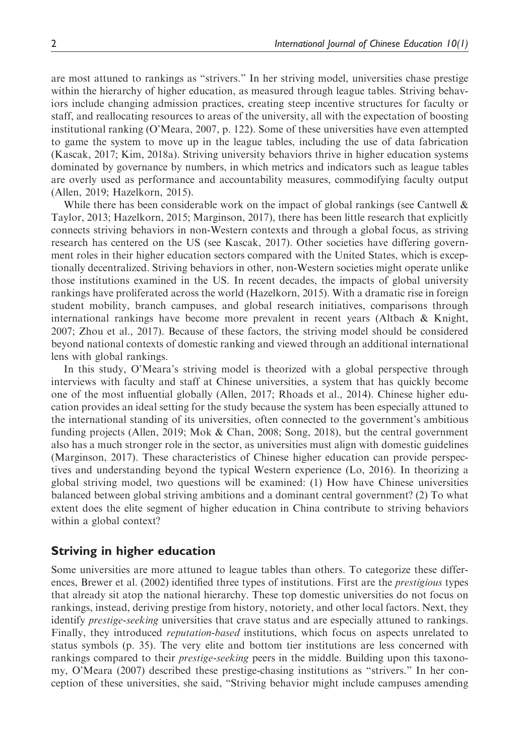are most attuned to rankings as "strivers." In her striving model, universities chase prestige within the hierarchy of higher education, as measured through league tables. Striving behaviors include changing admission practices, creating steep incentive structures for faculty or staff, and reallocating resources to areas of the university, all with the expectation of boosting institutional ranking (O'Meara, 2007, p. 122). Some of these universities have even attempted to game the system to move up in the league tables, including the use of data fabrication (Kascak, 2017; Kim, 2018a). Striving university behaviors thrive in higher education systems dominated by governance by numbers, in which metrics and indicators such as league tables are overly used as performance and accountability measures, commodifying faculty output (Allen, 2019; Hazelkorn, 2015).

While there has been considerable work on the impact of global rankings (see Cantwell & Taylor, 2013; Hazelkorn, 2015; Marginson, 2017), there has been little research that explicitly connects striving behaviors in non-Western contexts and through a global focus, as striving research has centered on the US (see Kascak, 2017). Other societies have differing government roles in their higher education sectors compared with the United States, which is exceptionally decentralized. Striving behaviors in other, non-Western societies might operate unlike those institutions examined in the US. In recent decades, the impacts of global university rankings have proliferated across the world (Hazelkorn, 2015). With a dramatic rise in foreign student mobility, branch campuses, and global research initiatives, comparisons through international rankings have become more prevalent in recent years (Altbach & Knight, 2007; Zhou et al., 2017). Because of these factors, the striving model should be considered beyond national contexts of domestic ranking and viewed through an additional international lens with global rankings.

In this study, O'Meara's striving model is theorized with a global perspective through interviews with faculty and staff at Chinese universities, a system that has quickly become one of the most influential globally (Allen, 2017; Rhoads et al., 2014). Chinese higher education provides an ideal setting for the study because the system has been especially attuned to the international standing of its universities, often connected to the government's ambitious funding projects (Allen, 2019; Mok & Chan, 2008; Song, 2018), but the central government also has a much stronger role in the sector, as universities must align with domestic guidelines (Marginson, 2017). These characteristics of Chinese higher education can provide perspectives and understanding beyond the typical Western experience (Lo, 2016). In theorizing a global striving model, two questions will be examined: (1) How have Chinese universities balanced between global striving ambitions and a dominant central government? (2) To what extent does the elite segment of higher education in China contribute to striving behaviors within a global context?

## Striving in higher education

Some universities are more attuned to league tables than others. To categorize these differences, Brewer et al. (2002) identified three types of institutions. First are the *prestigious* types that already sit atop the national hierarchy. These top domestic universities do not focus on rankings, instead, deriving prestige from history, notoriety, and other local factors. Next, they identify *prestige-seeking* universities that crave status and are especially attuned to rankings. Finally, they introduced *reputation-based* institutions, which focus on aspects unrelated to status symbols (p. 35). The very elite and bottom tier institutions are less concerned with rankings compared to their *prestige-seeking* peers in the middle. Building upon this taxonomy, O'Meara (2007) described these prestige-chasing institutions as "strivers." In her conception of these universities, she said, "Striving behavior might include campuses amending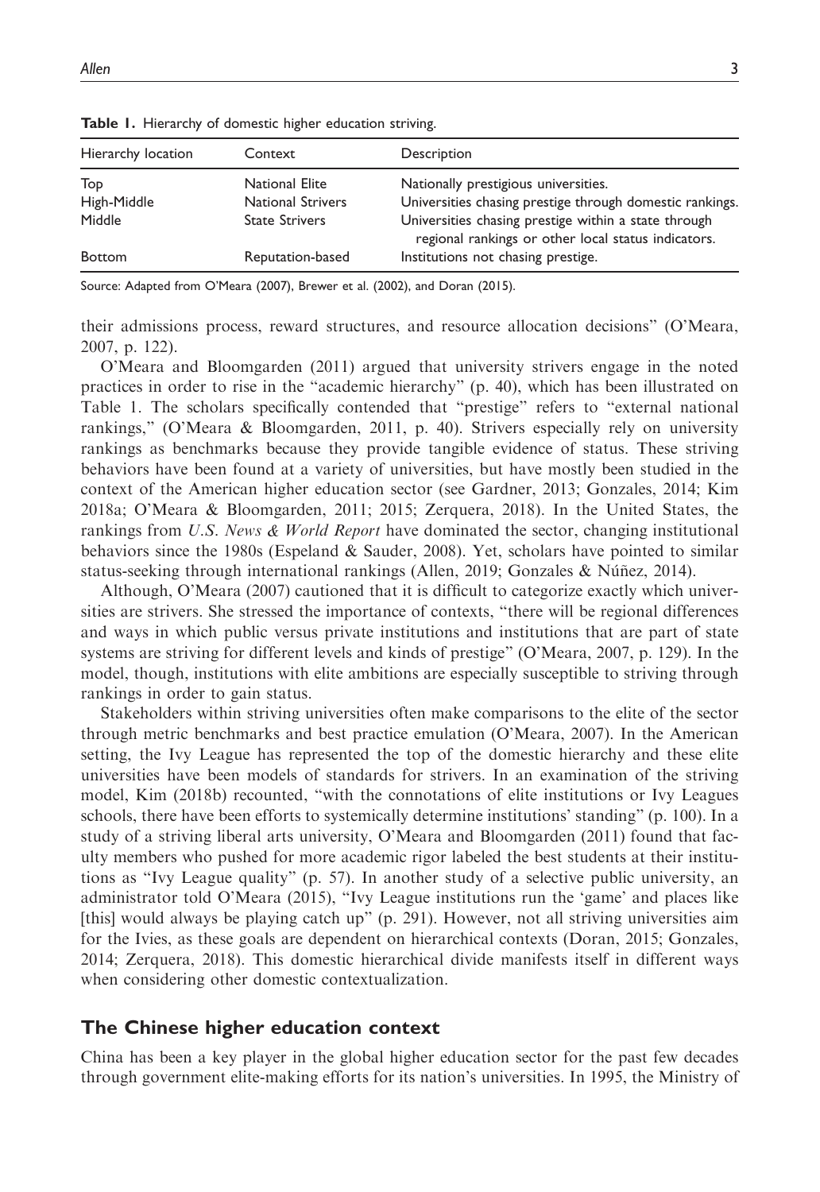**Table 1.** Hierarchy of domestic higher education striving.

| Hierarchy location | Context | Description |
| --- | --- | --- |
| Top | National Elite | Nationally prestigious universities. |
| High-Middle | National Strivers | Universities chasing prestige through domestic rankings. |
| Middle | State Strivers | Universities chasing prestige within a state through regional rankings or other local status indicators. |
| Bottom | Reputation-based | Institutions not chasing prestige. |

Source: Adapted from O'Meara (2007), Brewer et al. (2002), and Doran (2015).

their admissions process, reward structures, and resource allocation decisions" (O'Meara, 2007, p. 122).

O'Meara and Bloomgarden (2011) argued that university strivers engage in the noted practices in order to rise in the "academic hierarchy" (p. 40), which has been illustrated on Table 1. The scholars specifically contended that "prestige" refers to "external national rankings," (O'Meara & Bloomgarden, 2011, p. 40). Strivers especially rely on university rankings as benchmarks because they provide tangible evidence of status. These striving behaviors have been found at a variety of universities, but have mostly been studied in the context of the American higher education sector (see Gardner, 2013; Gonzales, 2014; Kim 2018a; O'Meara & Bloomgarden, 2011; 2015; Zerquera, 2018). In the United States, the rankings from *U.S. News & World Report* have dominated the sector, changing institutional behaviors since the 1980s (Espeland & Sauder, 2008). Yet, scholars have pointed to similar status-seeking through international rankings (Allen, 2019; Gonzales & Núñez, 2014).

Although, O'Meara (2007) cautioned that it is difficult to categorize exactly which universities are strivers. She stressed the importance of contexts, "there will be regional differences and ways in which public versus private institutions and institutions that are part of state systems are striving for different levels and kinds of prestige" (O'Meara, 2007, p. 129). In the model, though, institutions with elite ambitions are especially susceptible to striving through rankings in order to gain status.

Stakeholders within striving universities often make comparisons to the elite of the sector through metric benchmarks and best practice emulation (O'Meara, 2007). In the American setting, the Ivy League has represented the top of the domestic hierarchy and these elite universities have been models of standards for strivers. In an examination of the striving model, Kim (2018b) recounted, "with the connotations of elite institutions or Ivy Leagues schools, there have been efforts to systemically determine institutions' standing" (p. 100). In a study of a striving liberal arts university, O'Meara and Bloomgarden (2011) found that faculty members who pushed for more academic rigor labeled the best students at their institutions as "Ivy League quality" (p. 57). In another study of a selective public university, an administrator told O'Meara (2015), "Ivy League institutions run the 'game' and places like [this] would always be playing catch up" (p. 291). However, not all striving universities aim for the Ivies, as these goals are dependent on hierarchical contexts (Doran, 2015; Gonzales, 2014; Zerquera, 2018). This domestic hierarchical divide manifests itself in different ways when considering other domestic contextualization.

## The Chinese higher education context

China has been a key player in the global higher education sector for the past few decades through government elite-making efforts for its nation's universities. In 1995, the Ministry of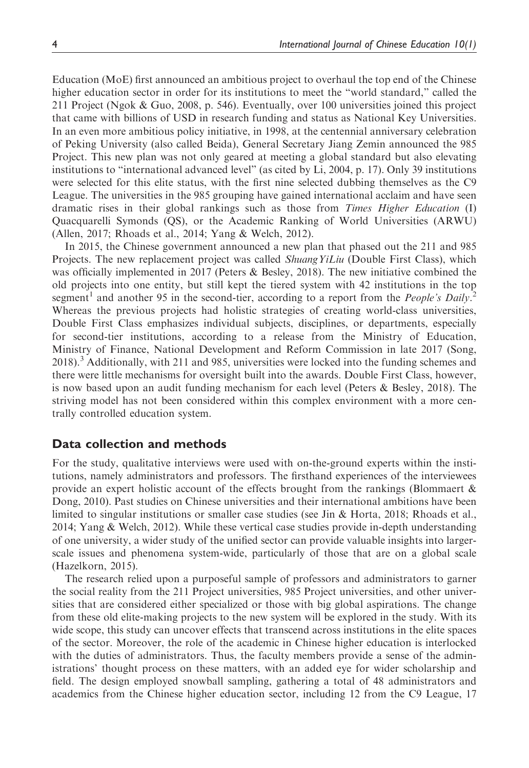Education (MoE) first announced an ambitious project to overhaul the top end of the Chinese higher education sector in order for its institutions to meet the "world standard," called the 211 Project (Ngok & Guo, 2008, p. 546). Eventually, over 100 universities joined this project that came with billions of USD in research funding and status as National Key Universities. In an even more ambitious policy initiative, in 1998, at the centennial anniversary celebration of Peking University (also called Beida), General Secretary Jiang Zemin announced the 985 Project. This new plan was not only geared at meeting a global standard but also elevating institutions to "international advanced level" (as cited by Li, 2004, p. 17). Only 39 institutions were selected for this elite status, with the first nine selected dubbing themselves as the C9 League. The universities in the 985 grouping have gained international acclaim and have seen dramatic rises in their global rankings such as those from *Times Higher Education* (I) Quacquarelli Symonds (QS), or the Academic Ranking of World Universities (ARWU) (Allen, 2017; Rhoads et al., 2014; Yang & Welch, 2012).

In 2015, the Chinese government announced a new plan that phased out the 211 and 985 Projects. The new replacement project was called *ShuangYiLiu* (Double First Class), which was officially implemented in 2017 (Peters & Besley, 2018). The new initiative combined the old projects into one entity, but still kept the tiered system with 42 institutions in the top segment[1] and another 95 in the second-tier, according to a report from the *People's Daily*.[2] Whereas the previous projects had holistic strategies of creating world-class universities, Double First Class emphasizes individual subjects, disciplines, or departments, especially for second-tier institutions, according to a release from the Ministry of Education, Ministry of Finance, National Development and Reform Commission in late 2017 (Song, 2018).[3] Additionally, with 211 and 985, universities were locked into the funding schemes and there were little mechanisms for oversight built into the awards. Double First Class, however, is now based upon an audit funding mechanism for each level (Peters & Besley, 2018). The striving model has not been considered within this complex environment with a more centrally controlled education system.

## Data collection and methods

For the study, qualitative interviews were used with on-the-ground experts within the institutions, namely administrators and professors. The firsthand experiences of the interviewees provide an expert holistic account of the effects brought from the rankings (Blommaert & Dong, 2010). Past studies on Chinese universities and their international ambitions have been limited to singular institutions or smaller case studies (see Jin & Horta, 2018; Rhoads et al., 2014; Yang & Welch, 2012). While these vertical case studies provide in-depth understanding of one university, a wider study of the unified sector can provide valuable insights into larger-scale issues and phenomena system-wide, particularly of those that are on a global scale (Hazelkorn, 2015).

The research relied upon a purposeful sample of professors and administrators to garner the social reality from the 211 Project universities, 985 Project universities, and other universities that are considered either specialized or those with big global aspirations. The change from these old elite-making projects to the new system will be explored in the study. With its wide scope, this study can uncover effects that transcend across institutions in the elite spaces of the sector. Moreover, the role of the academic in Chinese higher education is interlocked with the duties of administrators. Thus, the faculty members provide a sense of the administrations' thought process on these matters, with an added eye for wider scholarship and field. The design employed snowball sampling, gathering a total of 48 administrators and academics from the Chinese higher education sector, including 12 from the C9 League, 17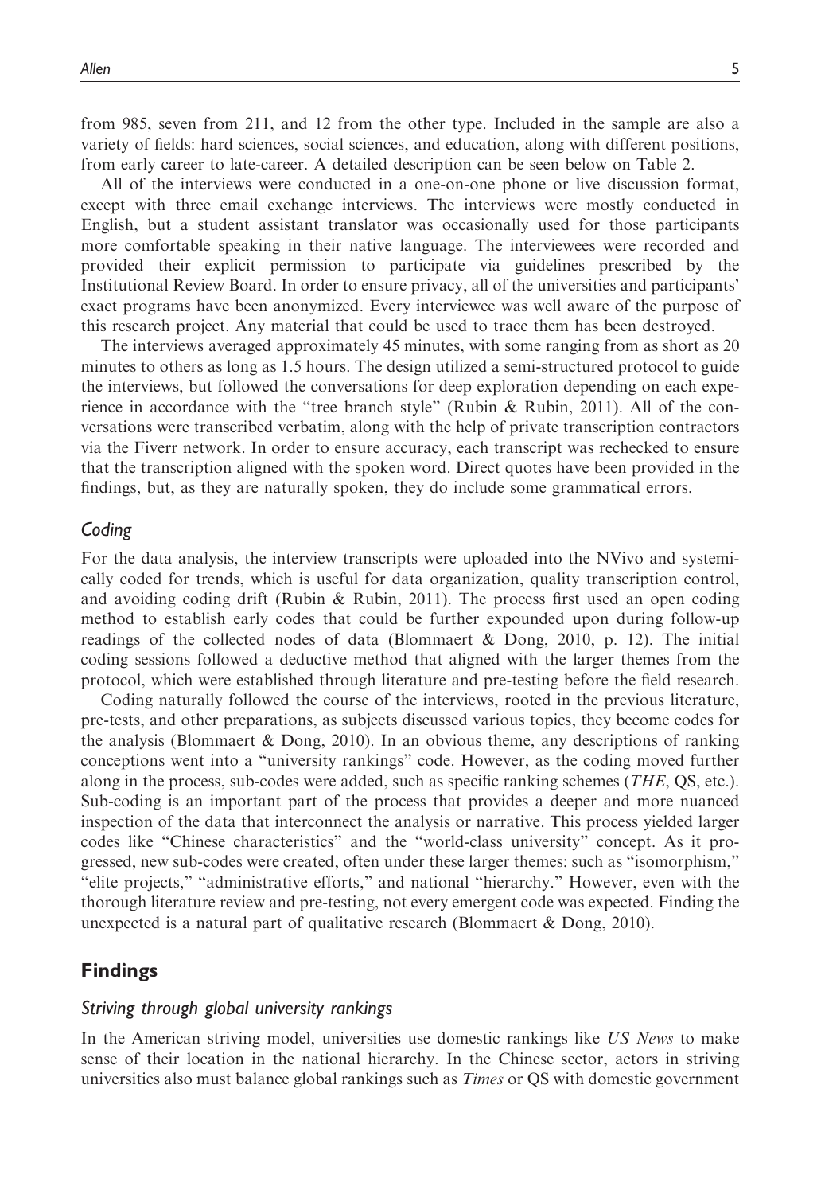from 985, seven from 211, and 12 from the other type. Included in the sample are also a variety of fields: hard sciences, social sciences, and education, along with different positions, from early career to late-career. A detailed description can be seen below on Table 2.

All of the interviews were conducted in a one-on-one phone or live discussion format, except with three email exchange interviews. The interviews were mostly conducted in English, but a student assistant translator was occasionally used for those participants more comfortable speaking in their native language. The interviewees were recorded and provided their explicit permission to participate via guidelines prescribed by the Institutional Review Board. In order to ensure privacy, all of the universities and participants' exact programs have been anonymized. Every interviewee was well aware of the purpose of this research project. Any material that could be used to trace them has been destroyed.

The interviews averaged approximately 45 minutes, with some ranging from as short as 20 minutes to others as long as 1.5 hours. The design utilized a semi-structured protocol to guide the interviews, but followed the conversations for deep exploration depending on each experience in accordance with the "tree branch style" (Rubin & Rubin, 2011). All of the conversations were transcribed verbatim, along with the help of private transcription contractors via the Fiverr network. In order to ensure accuracy, each transcript was rechecked to ensure that the transcription aligned with the spoken word. Direct quotes have been provided in the findings, but, as they are naturally spoken, they do include some grammatical errors.

### *Coding*

For the data analysis, the interview transcripts were uploaded into the NVivo and systemically coded for trends, which is useful for data organization, quality transcription control, and avoiding coding drift (Rubin & Rubin, 2011). The process first used an open coding method to establish early codes that could be further expounded upon during follow-up readings of the collected nodes of data (Blommaert & Dong, 2010, p. 12). The initial coding sessions followed a deductive method that aligned with the larger themes from the protocol, which were established through literature and pre-testing before the field research.

Coding naturally followed the course of the interviews, rooted in the previous literature, pre-tests, and other preparations, as subjects discussed various topics, they become codes for the analysis (Blommaert & Dong, 2010). In an obvious theme, any descriptions of ranking conceptions went into a "university rankings" code. However, as the coding moved further along in the process, sub-codes were added, such as specific ranking schemes (*THE*, QS, etc.). Sub-coding is an important part of the process that provides a deeper and more nuanced inspection of the data that interconnect the analysis or narrative. This process yielded larger codes like "Chinese characteristics" and the "world-class university" concept. As it progressed, new sub-codes were created, often under these larger themes: such as "isomorphism," "elite projects," "administrative efforts," and national "hierarchy." However, even with the thorough literature review and pre-testing, not every emergent code was expected. Finding the unexpected is a natural part of qualitative research (Blommaert & Dong, 2010).

## Findings

### *Striving through global university rankings*

In the American striving model, universities use domestic rankings like *US News* to make sense of their location in the national hierarchy. In the Chinese sector, actors in striving universities also must balance global rankings such as *Times* or QS with domestic government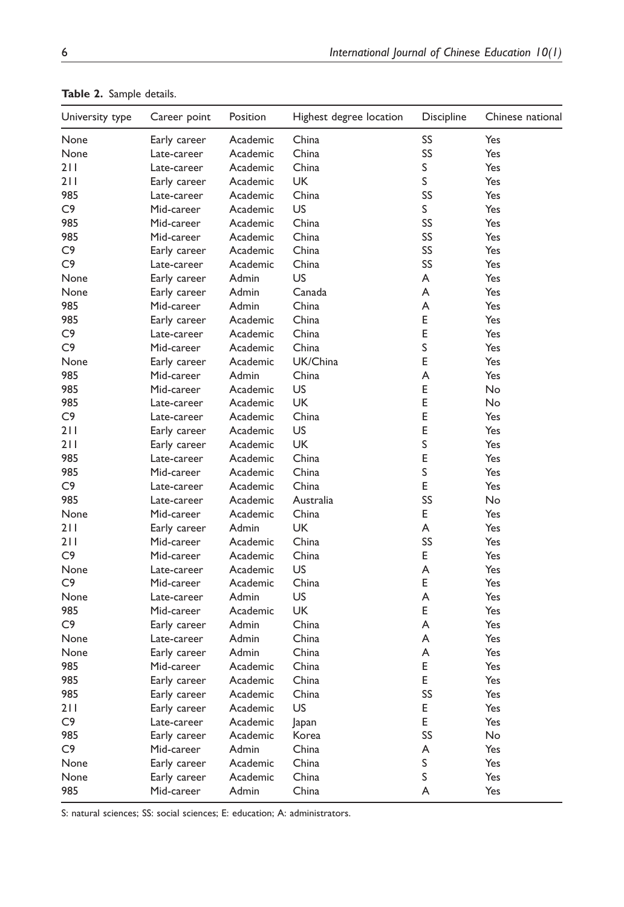**Table 2.** Sample details.

| University type | Career point | Position | Highest degree location | Discipline | Chinese national |
|---|---|---|---|---|---|
| None | Early career | Academic | China | SS | Yes |
| None | Late-career | Academic | China | SS | Yes |
| 211 | Late-career | Academic | China | S | Yes |
| 211 | Early career | Academic | UK | S | Yes |
| 985 | Late-career | Academic | China | SS | Yes |
| C9 | Mid-career | Academic | US | S | Yes |
| 985 | Mid-career | Academic | China | SS | Yes |
| 985 | Mid-career | Academic | China | SS | Yes |
| C9 | Early career | Academic | China | SS | Yes |
| C9 | Late-career | Academic | China | SS | Yes |
| None | Early career | Admin | US | A | Yes |
| None | Early career | Admin | Canada | A | Yes |
| 985 | Mid-career | Admin | China | A | Yes |
| 985 | Early career | Academic | China | E | Yes |
| C9 | Late-career | Academic | China | E | Yes |
| C9 | Mid-career | Academic | China | S | Yes |
| None | Early career | Academic | UK/China | E | Yes |
| 985 | Mid-career | Admin | China | A | Yes |
| 985 | Mid-career | Academic | US | E | No |
| 985 | Late-career | Academic | UK | E | No |
| C9 | Late-career | Academic | China | E | Yes |
| 211 | Early career | Academic | US | E | Yes |
| 211 | Early career | Academic | UK | S | Yes |
| 985 | Late-career | Academic | China | E | Yes |
| 985 | Mid-career | Academic | China | S | Yes |
| C9 | Late-career | Academic | China | E | Yes |
| 985 | Late-career | Academic | Australia | SS | No |
| None | Mid-career | Academic | China | E | Yes |
| 211 | Early career | Admin | UK | A | Yes |
| 211 | Mid-career | Academic | China | SS | Yes |
| C9 | Mid-career | Academic | China | E | Yes |
| None | Late-career | Academic | US | A | Yes |
| C9 | Mid-career | Academic | China | E | Yes |
| None | Late-career | Admin | US | A | Yes |
| 985 | Mid-career | Academic | UK | E | Yes |
| C9 | Early career | Admin | China | A | Yes |
| None | Late-career | Admin | China | A | Yes |
| None | Early career | Admin | China | A | Yes |
| 985 | Mid-career | Academic | China | E | Yes |
| 985 | Early career | Academic | China | E | Yes |
| 985 | Early career | Academic | China | SS | Yes |
| 211 | Early career | Academic | US | E | Yes |
| C9 | Late-career | Academic | Japan | E | Yes |
| 985 | Early career | Academic | Korea | SS | No |
| C9 | Mid-career | Admin | China | A | Yes |
| None | Early career | Academic | China | S | Yes |
| None | Early career | Academic | China | S | Yes |
| 985 | Mid-career | Admin | China | A | Yes |

S: natural sciences; SS: social sciences; E: education; A: administrators.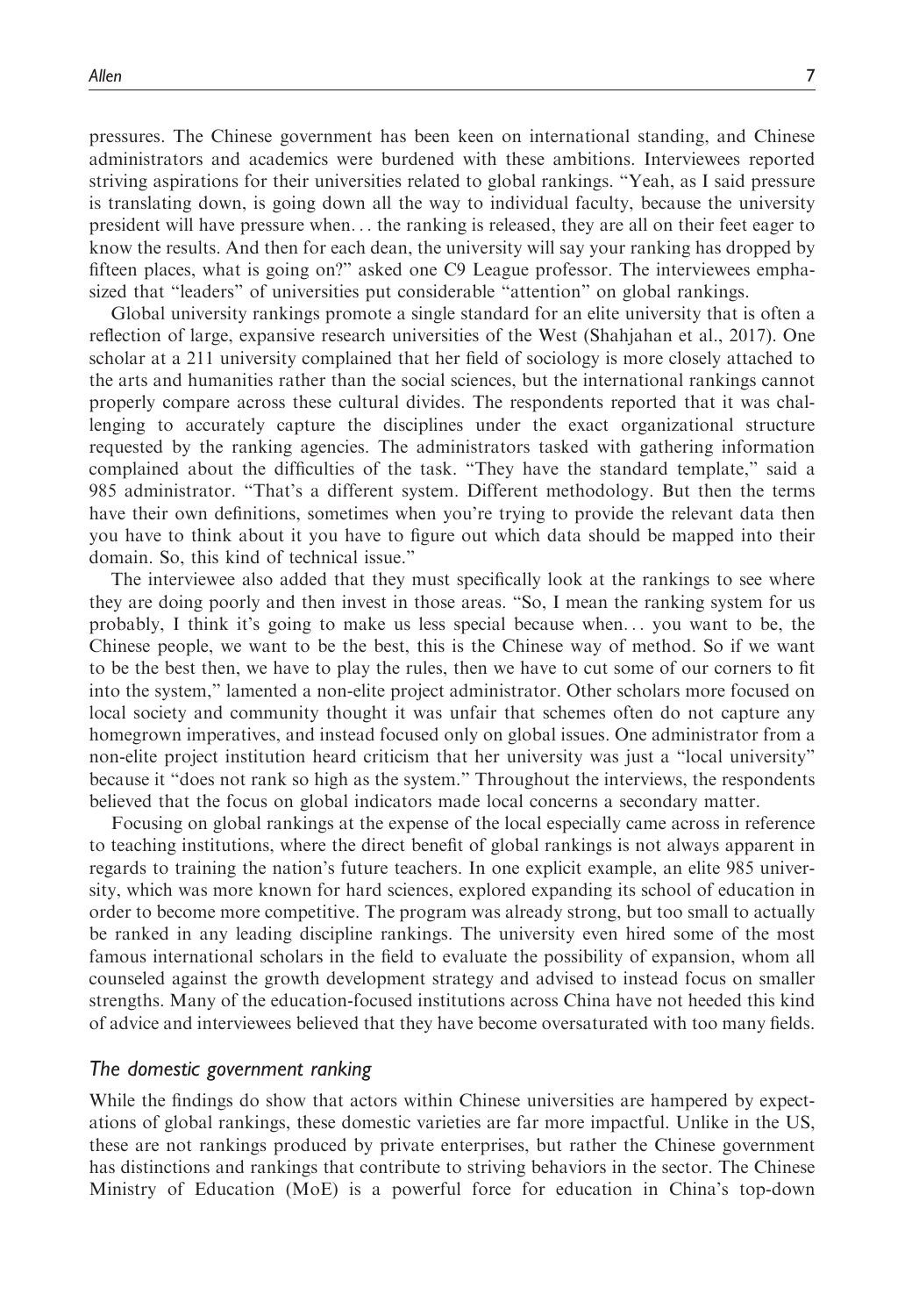pressures. The Chinese government has been keen on international standing, and Chinese administrators and academics were burdened with these ambitions. Interviewees reported striving aspirations for their universities related to global rankings. "Yeah, as I said pressure is translating down, is going down all the way to individual faculty, because the university president will have pressure when... the ranking is released, they are all on their feet eager to know the results. And then for each dean, the university will say your ranking has dropped by fifteen places, what is going on?" asked one C9 League professor. The interviewees emphasized that "leaders" of universities put considerable "attention" on global rankings.

Global university rankings promote a single standard for an elite university that is often a reflection of large, expansive research universities of the West (Shahjahan et al., 2017). One scholar at a 211 university complained that her field of sociology is more closely attached to the arts and humanities rather than the social sciences, but the international rankings cannot properly compare across these cultural divides. The respondents reported that it was challenging to accurately capture the disciplines under the exact organizational structure requested by the ranking agencies. The administrators tasked with gathering information complained about the difficulties of the task. "They have the standard template," said a 985 administrator. "That's a different system. Different methodology. But then the terms have their own definitions, sometimes when you're trying to provide the relevant data then you have to think about it you have to figure out which data should be mapped into their domain. So, this kind of technical issue."

The interviewee also added that they must specifically look at the rankings to see where they are doing poorly and then invest in those areas. "So, I mean the ranking system for us probably, I think it's going to make us less special because when... you want to be, the Chinese people, we want to be the best, this is the Chinese way of method. So if we want to be the best then, we have to play the rules, then we have to cut some of our corners to fit into the system," lamented a non-elite project administrator. Other scholars more focused on local society and community thought it was unfair that schemes often do not capture any homegrown imperatives, and instead focused only on global issues. One administrator from a non-elite project institution heard criticism that her university was just a "local university" because it "does not rank so high as the system." Throughout the interviews, the respondents believed that the focus on global indicators made local concerns a secondary matter.

Focusing on global rankings at the expense of the local especially came across in reference to teaching institutions, where the direct benefit of global rankings is not always apparent in regards to training the nation's future teachers. In one explicit example, an elite 985 university, which was more known for hard sciences, explored expanding its school of education in order to become more competitive. The program was already strong, but too small to actually be ranked in any leading discipline rankings. The university even hired some of the most famous international scholars in the field to evaluate the possibility of expansion, whom all counseled against the growth development strategy and advised to instead focus on smaller strengths. Many of the education-focused institutions across China have not heeded this kind of advice and interviewees believed that they have become oversaturated with too many fields.

### *The domestic government ranking*

While the findings do show that actors within Chinese universities are hampered by expectations of global rankings, these domestic varieties are far more impactful. Unlike in the US, these are not rankings produced by private enterprises, but rather the Chinese government has distinctions and rankings that contribute to striving behaviors in the sector. The Chinese Ministry of Education (MoE) is a powerful force for education in China's top-down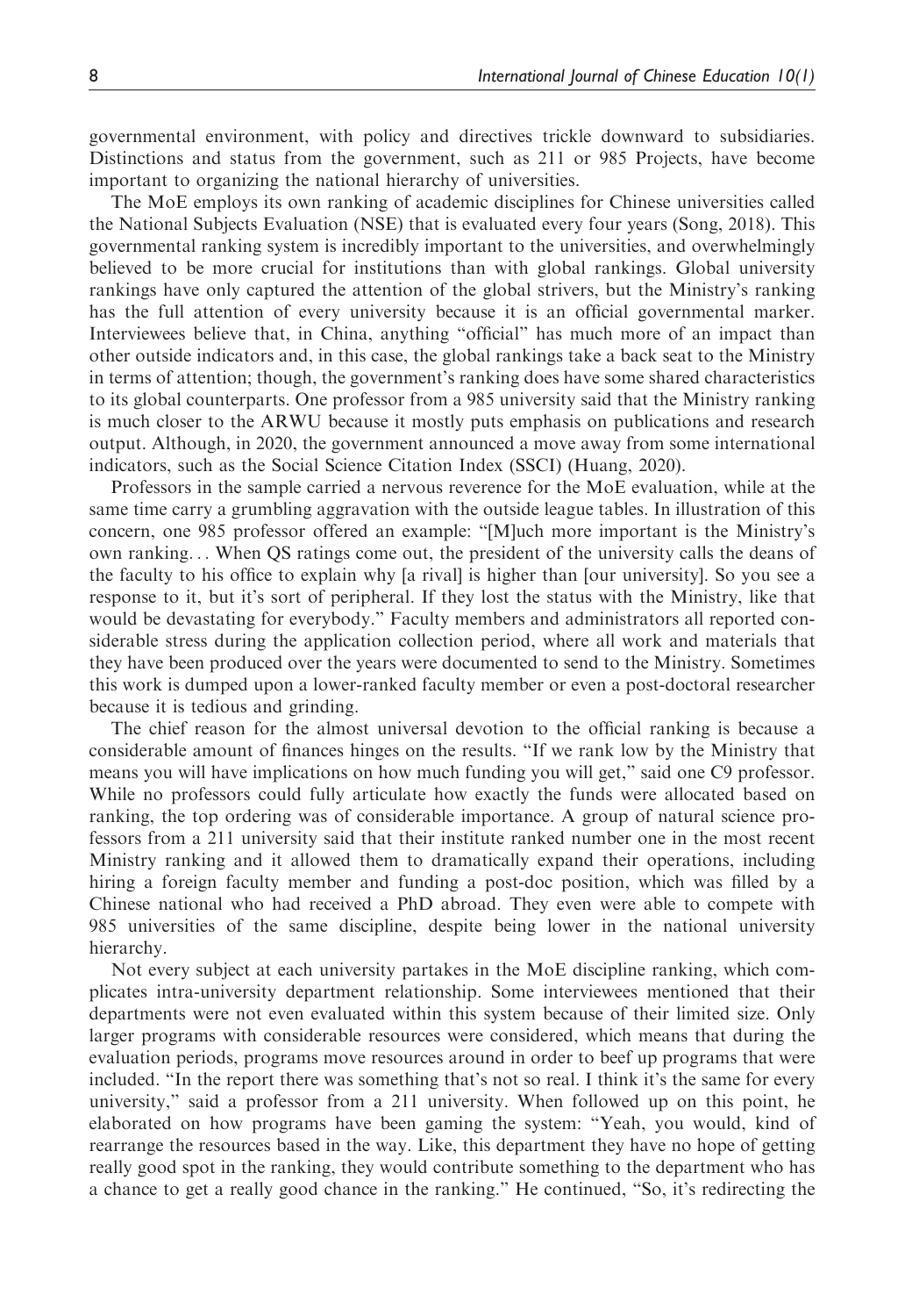governmental environment, with policy and directives trickle downward to subsidiaries. Distinctions and status from the government, such as 211 or 985 Projects, have become important to organizing the national hierarchy of universities.

The MoE employs its own ranking of academic disciplines for Chinese universities called the National Subjects Evaluation (NSE) that is evaluated every four years (Song, 2018). This governmental ranking system is incredibly important to the universities, and overwhelmingly believed to be more crucial for institutions than with global rankings. Global university rankings have only captured the attention of the global strivers, but the Ministry's ranking has the full attention of every university because it is an official governmental marker. Interviewees believe that, in China, anything "official" has much more of an impact than other outside indicators and, in this case, the global rankings take a back seat to the Ministry in terms of attention; though, the government's ranking does have some shared characteristics to its global counterparts. One professor from a 985 university said that the Ministry ranking is much closer to the ARWU because it mostly puts emphasis on publications and research output. Although, in 2020, the government announced a move away from some international indicators, such as the Social Science Citation Index (SSCI) (Huang, 2020).

Professors in the sample carried a nervous reverence for the MoE evaluation, while at the same time carry a grumbling aggravation with the outside league tables. In illustration of this concern, one 985 professor offered an example: "[M]uch more important is the Ministry's own ranking... When QS ratings come out, the president of the university calls the deans of the faculty to his office to explain why [a rival] is higher than [our university]. So you see a response to it, but it's sort of peripheral. If they lost the status with the Ministry, like that would be devastating for everybody." Faculty members and administrators all reported considerable stress during the application collection period, where all work and materials that they have been produced over the years were documented to send to the Ministry. Sometimes this work is dumped upon a lower-ranked faculty member or even a post-doctoral researcher because it is tedious and grinding.

The chief reason for the almost universal devotion to the official ranking is because a considerable amount of finances hinges on the results. "If we rank low by the Ministry that means you will have implications on how much funding you will get," said one C9 professor. While no professors could fully articulate how exactly the funds were allocated based on ranking, the top ordering was of considerable importance. A group of natural science professors from a 211 university said that their institute ranked number one in the most recent Ministry ranking and it allowed them to dramatically expand their operations, including hiring a foreign faculty member and funding a post-doc position, which was filled by a Chinese national who had received a PhD abroad. They even were able to compete with 985 universities of the same discipline, despite being lower in the national university hierarchy.

Not every subject at each university partakes in the MoE discipline ranking, which complicates intra-university department relationship. Some interviewees mentioned that their departments were not even evaluated within this system because of their limited size. Only larger programs with considerable resources were considered, which means that during the evaluation periods, programs move resources around in order to beef up programs that were included. "In the report there was something that's not so real. I think it's the same for every university," said a professor from a 211 university. When followed up on this point, he elaborated on how programs have been gaming the system: "Yeah, you would, kind of rearrange the resources based in the way. Like, this department they have no hope of getting really good spot in the ranking, they would contribute something to the department who has a chance to get a really good chance in the ranking." He continued, "So, it's redirecting the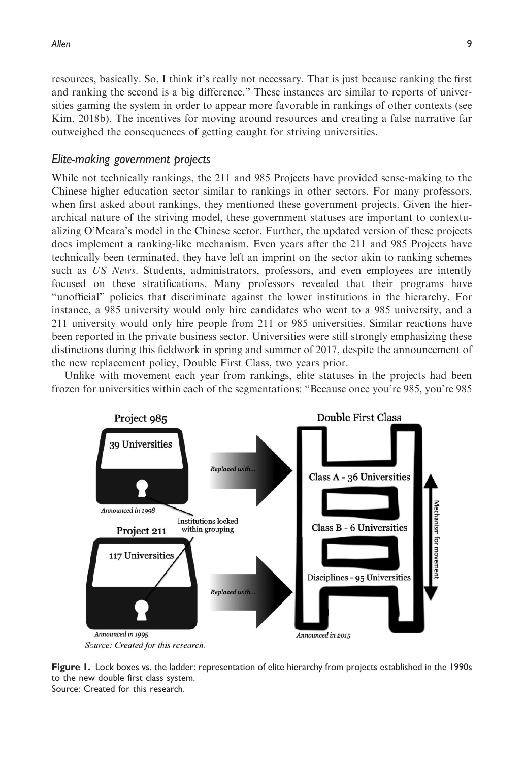resources, basically. So, I think it's really not necessary. That is just because ranking the first and ranking the second is a big difference." These instances are similar to reports of universities gaming the system in order to appear more favorable in rankings of other contexts (see Kim, 2018b). The incentives for moving around resources and creating a false narrative far outweighed the consequences of getting caught for striving universities.

### *Elite-making government projects*

While not technically rankings, the 211 and 985 Projects have provided sense-making to the Chinese higher education sector similar to rankings in other sectors. For many professors, when first asked about rankings, they mentioned these government projects. Given the hierarchical nature of the striving model, these government statuses are important to contextualizing O'Meara's model in the Chinese sector. Further, the updated version of these projects does implement a ranking-like mechanism. Even years after the 211 and 985 Projects have technically been terminated, they have left an imprint on the sector akin to ranking schemes such as *US News*. Students, administrators, professors, and even employees are intently focused on these stratifications. Many professors revealed that their programs have "unofficial" policies that discriminate against the lower institutions in the hierarchy. For instance, a 985 university would only hire candidates who went to a 985 university, and a 211 university would only hire people from 211 or 985 universities. Similar reactions have been reported in the private business sector. Universities were still strongly emphasizing these distinctions during this fieldwork in spring and summer of 2017, despite the announcement of the new replacement policy, Double First Class, two years prior.

Unlike with movement each year from rankings, elite statuses in the projects had been frozen for universities within each of the segmentations: "Because once you're 985, you're 985

**Figure 1.** Lock boxes vs. the ladder: representation of elite hierarchy from projects established in the 1990s to the new double first class system.
Source: Created for this research.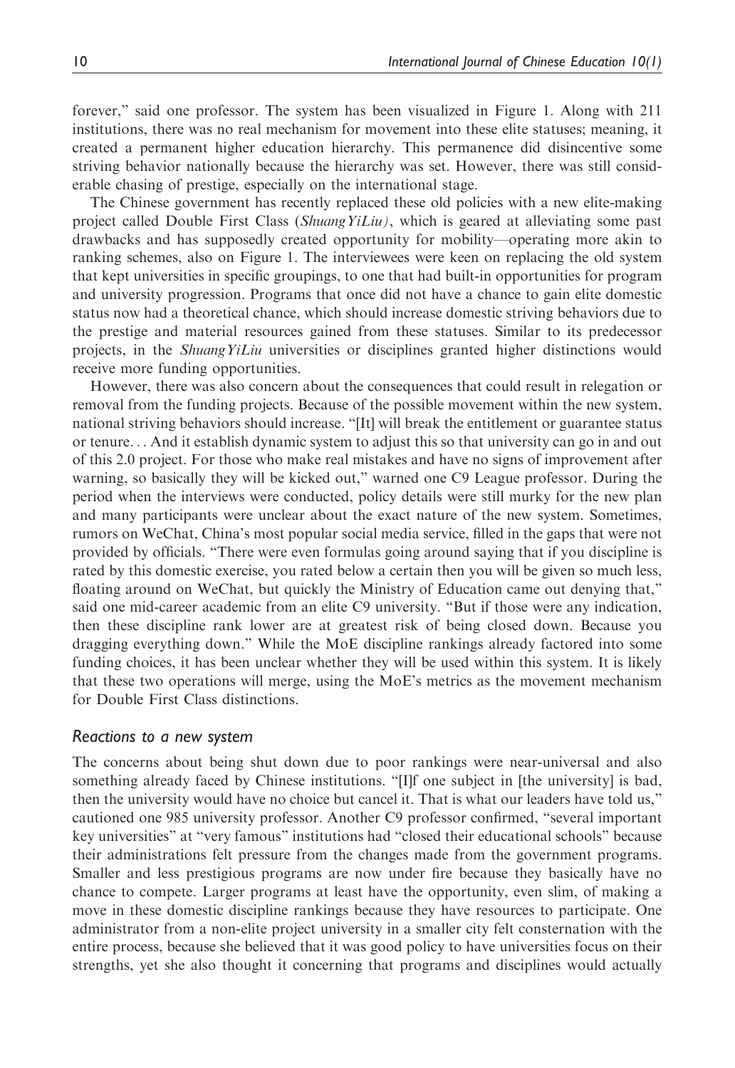forever," said one professor. The system has been visualized in Figure 1. Along with 211 institutions, there was no real mechanism for movement into these elite statuses; meaning, it created a permanent higher education hierarchy. This permanence did disincentive some striving behavior nationally because the hierarchy was set. However, there was still considerable chasing of prestige, especially on the international stage.

The Chinese government has recently replaced these old policies with a new elite-making project called Double First Class (*ShuangYiLiu*), which is geared at alleviating some past drawbacks and has supposedly created opportunity for mobility—operating more akin to ranking schemes, also on Figure 1. The interviewees were keen on replacing the old system that kept universities in specific groupings, to one that had built-in opportunities for program and university progression. Programs that once did not have a chance to gain elite domestic status now had a theoretical chance, which should increase domestic striving behaviors due to the prestige and material resources gained from these statuses. Similar to its predecessor projects, in the *ShuangYiLiu* universities or disciplines granted higher distinctions would receive more funding opportunities.

However, there was also concern about the consequences that could result in relegation or removal from the funding projects. Because of the possible movement within the new system, national striving behaviors should increase. "[It] will break the entitlement or guarantee status or tenure... And it establish dynamic system to adjust this so that university can go in and out of this 2.0 project. For those who make real mistakes and have no signs of improvement after warning, so basically they will be kicked out," warned one C9 League professor. During the period when the interviews were conducted, policy details were still murky for the new plan and many participants were unclear about the exact nature of the new system. Sometimes, rumors on WeChat, China's most popular social media service, filled in the gaps that were not provided by officials. "There were even formulas going around saying that if you discipline is rated by this domestic exercise, you rated below a certain then you will be given so much less, floating around on WeChat, but quickly the Ministry of Education came out denying that," said one mid-career academic from an elite C9 university. "But if those were any indication, then these discipline rank lower are at greatest risk of being closed down. Because you dragging everything down." While the MoE discipline rankings already factored into some funding choices, it has been unclear whether they will be used within this system. It is likely that these two operations will merge, using the MoE's metrics as the movement mechanism for Double First Class distinctions.

## *Reactions to a new system*

The concerns about being shut down due to poor rankings were near-universal and also something already faced by Chinese institutions. "[I]f one subject in [the university] is bad, then the university would have no choice but cancel it. That is what our leaders have told us," cautioned one 985 university professor. Another C9 professor confirmed, "several important key universities" at "very famous" institutions had "closed their educational schools" because their administrations felt pressure from the changes made from the government programs. Smaller and less prestigious programs are now under fire because they basically have no chance to compete. Larger programs at least have the opportunity, even slim, of making a move in these domestic discipline rankings because they have resources to participate. One administrator from a non-elite project university in a smaller city felt consternation with the entire process, because she believed that it was good policy to have universities focus on their strengths, yet she also thought it concerning that programs and disciplines would actually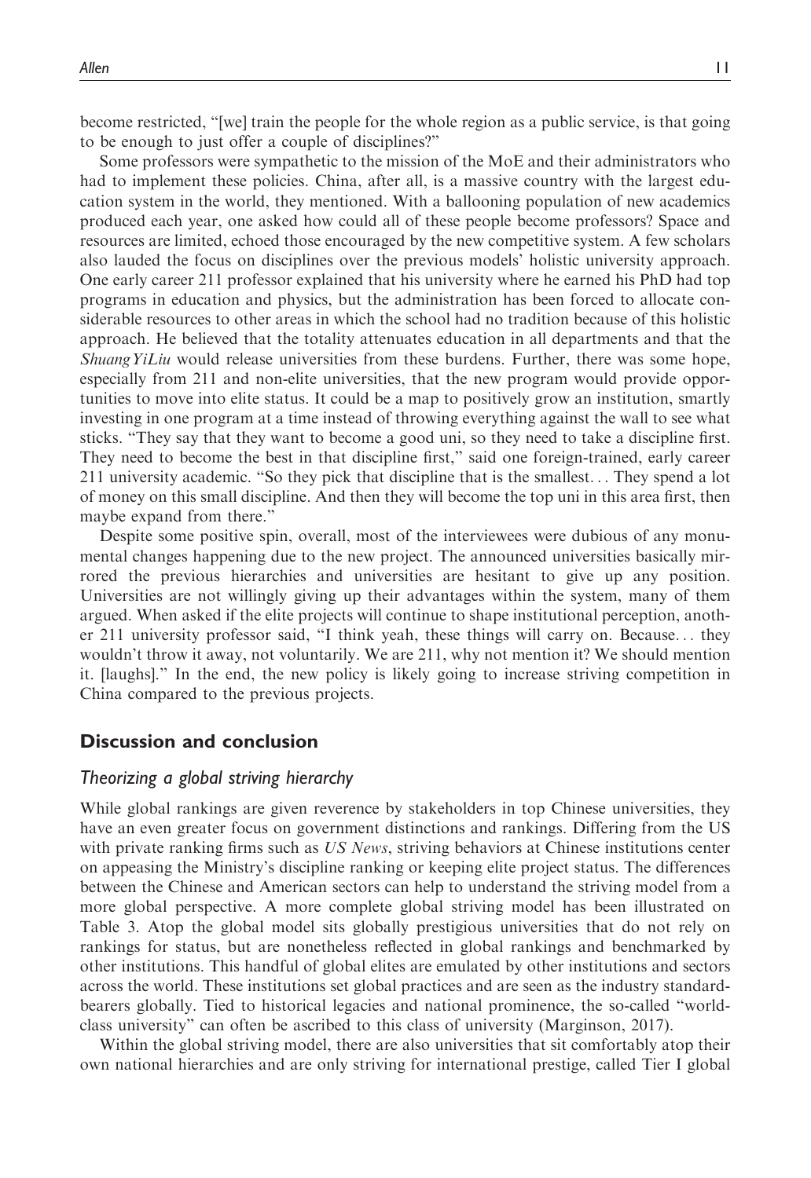become restricted, "[we] train the people for the whole region as a public service, is that going to be enough to just offer a couple of disciplines?"

Some professors were sympathetic to the mission of the MoE and their administrators who had to implement these policies. China, after all, is a massive country with the largest education system in the world, they mentioned. With a ballooning population of new academics produced each year, one asked how could all of these people become professors? Space and resources are limited, echoed those encouraged by the new competitive system. A few scholars also lauded the focus on disciplines over the previous models' holistic university approach. One early career 211 professor explained that his university where he earned his PhD had top programs in education and physics, but the administration has been forced to allocate considerable resources to other areas in which the school had no tradition because of this holistic approach. He believed that the totality attenuates education in all departments and that the *ShuangYiLiu* would release universities from these burdens. Further, there was some hope, especially from 211 and non-elite universities, that the new program would provide opportunities to move into elite status. It could be a map to positively grow an institution, smartly investing in one program at a time instead of throwing everything against the wall to see what sticks. "They say that they want to become a good uni, so they need to take a discipline first. They need to become the best in that discipline first," said one foreign-trained, early career 211 university academic. "So they pick that discipline that is the smallest… They spend a lot of money on this small discipline. And then they will become the top uni in this area first, then maybe expand from there."

Despite some positive spin, overall, most of the interviewees were dubious of any monumental changes happening due to the new project. The announced universities basically mirrored the previous hierarchies and universities are hesitant to give up any position. Universities are not willingly giving up their advantages within the system, many of them argued. When asked if the elite projects will continue to shape institutional perception, another 211 university professor said, "I think yeah, these things will carry on. Because… they wouldn't throw it away, not voluntarily. We are 211, why not mention it? We should mention it. [laughs]." In the end, the new policy is likely going to increase striving competition in China compared to the previous projects.

## Discussion and conclusion

### *Theorizing a global striving hierarchy*

While global rankings are given reverence by stakeholders in top Chinese universities, they have an even greater focus on government distinctions and rankings. Differing from the US with private ranking firms such as *US News*, striving behaviors at Chinese institutions center on appeasing the Ministry's discipline ranking or keeping elite project status. The differences between the Chinese and American sectors can help to understand the striving model from a more global perspective. A more complete global striving model has been illustrated on Table 3. Atop the global model sits globally prestigious universities that do not rely on rankings for status, but are nonetheless reflected in global rankings and benchmarked by other institutions. This handful of global elites are emulated by other institutions and sectors across the world. These institutions set global practices and are seen as the industry standard-bearers globally. Tied to historical legacies and national prominence, the so-called "world-class university" can often be ascribed to this class of university (Marginson, 2017).

Within the global striving model, there are also universities that sit comfortably atop their own national hierarchies and are only striving for international prestige, called Tier I global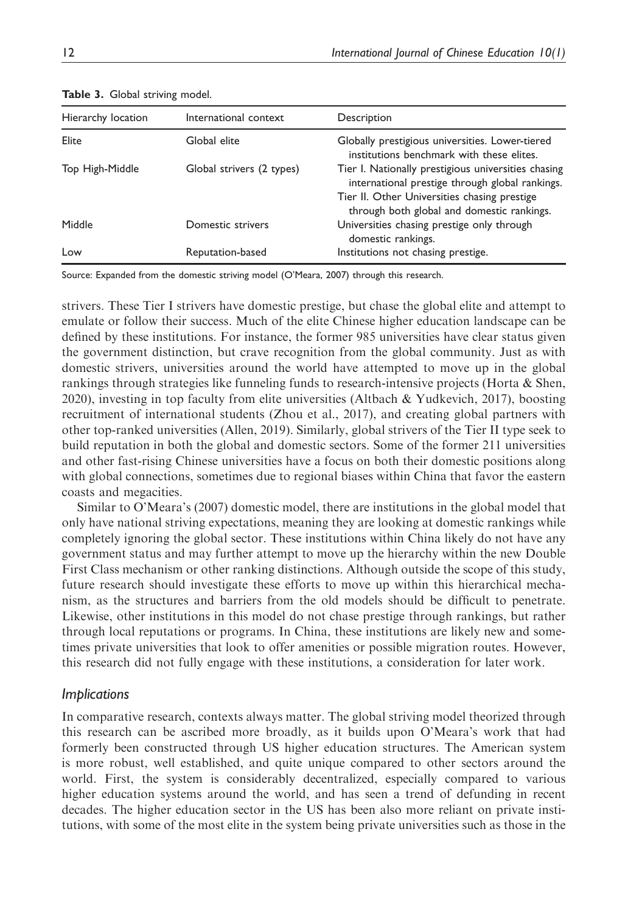**Table 3.** Global striving model.

| Hierarchy location | International context | Description |
|---|---|---|
| Elite | Global elite | Globally prestigious universities. Lower-tiered institutions benchmark with these elites. |
| Top High-Middle | Global strivers (2 types) | Tier I. Nationally prestigious universities chasing international prestige through global rankings. Tier II. Other Universities chasing prestige through both global and domestic rankings. |
| Middle | Domestic strivers | Universities chasing prestige only through domestic rankings. |
| Low | Reputation-based | Institutions not chasing prestige. |

Source: Expanded from the domestic striving model (O'Meara, 2007) through this research.

strivers. These Tier I strivers have domestic prestige, but chase the global elite and attempt to emulate or follow their success. Much of the elite Chinese higher education landscape can be defined by these institutions. For instance, the former 985 universities have clear status given the government distinction, but crave recognition from the global community. Just as with domestic strivers, universities around the world have attempted to move up in the global rankings through strategies like funneling funds to research-intensive projects (Horta & Shen, 2020), investing in top faculty from elite universities (Altbach & Yudkevich, 2017), boosting recruitment of international students (Zhou et al., 2017), and creating global partners with other top-ranked universities (Allen, 2019). Similarly, global strivers of the Tier II type seek to build reputation in both the global and domestic sectors. Some of the former 211 universities and other fast-rising Chinese universities have a focus on both their domestic positions along with global connections, sometimes due to regional biases within China that favor the eastern coasts and megacities.

Similar to O'Meara's (2007) domestic model, there are institutions in the global model that only have national striving expectations, meaning they are looking at domestic rankings while completely ignoring the global sector. These institutions within China likely do not have any government status and may further attempt to move up the hierarchy within the new Double First Class mechanism or other ranking distinctions. Although outside the scope of this study, future research should investigate these efforts to move up within this hierarchical mechanism, as the structures and barriers from the old models should be difficult to penetrate. Likewise, other institutions in this model do not chase prestige through rankings, but rather through local reputations or programs. In China, these institutions are likely new and sometimes private universities that look to offer amenities or possible migration routes. However, this research did not fully engage with these institutions, a consideration for later work.

### *Implications*

In comparative research, contexts always matter. The global striving model theorized through this research can be ascribed more broadly, as it builds upon O'Meara's work that had formerly been constructed through US higher education structures. The American system is more robust, well established, and quite unique compared to other sectors around the world. First, the system is considerably decentralized, especially compared to various higher education systems around the world, and has seen a trend of defunding in recent decades. The higher education sector in the US has been also more reliant on private institutions, with some of the most elite in the system being private universities such as those in the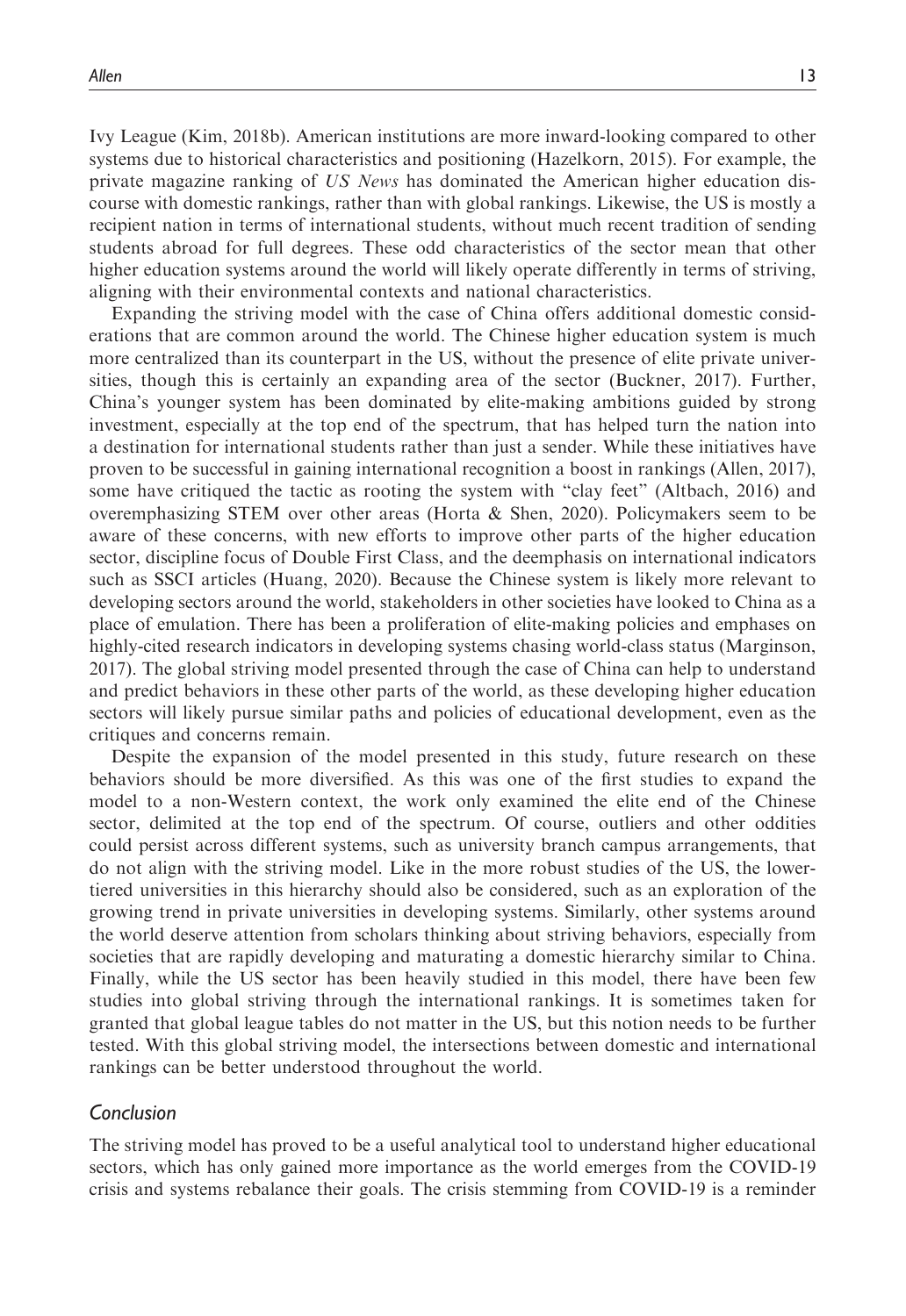Ivy League (Kim, 2018b). American institutions are more inward-looking compared to other systems due to historical characteristics and positioning (Hazelkorn, 2015). For example, the private magazine ranking of *US News* has dominated the American higher education discourse with domestic rankings, rather than with global rankings. Likewise, the US is mostly a recipient nation in terms of international students, without much recent tradition of sending students abroad for full degrees. These odd characteristics of the sector mean that other higher education systems around the world will likely operate differently in terms of striving, aligning with their environmental contexts and national characteristics.

Expanding the striving model with the case of China offers additional domestic considerations that are common around the world. The Chinese higher education system is much more centralized than its counterpart in the US, without the presence of elite private universities, though this is certainly an expanding area of the sector (Buckner, 2017). Further, China's younger system has been dominated by elite-making ambitions guided by strong investment, especially at the top end of the spectrum, that has helped turn the nation into a destination for international students rather than just a sender. While these initiatives have proven to be successful in gaining international recognition a boost in rankings (Allen, 2017), some have critiqued the tactic as rooting the system with "clay feet" (Altbach, 2016) and overemphasizing STEM over other areas (Horta & Shen, 2020). Policymakers seem to be aware of these concerns, with new efforts to improve other parts of the higher education sector, discipline focus of Double First Class, and the deemphasis on international indicators such as SSCI articles (Huang, 2020). Because the Chinese system is likely more relevant to developing sectors around the world, stakeholders in other societies have looked to China as a place of emulation. There has been a proliferation of elite-making policies and emphases on highly-cited research indicators in developing systems chasing world-class status (Marginson, 2017). The global striving model presented through the case of China can help to understand and predict behaviors in these other parts of the world, as these developing higher education sectors will likely pursue similar paths and policies of educational development, even as the critiques and concerns remain.

Despite the expansion of the model presented in this study, future research on these behaviors should be more diversified. As this was one of the first studies to expand the model to a non-Western context, the work only examined the elite end of the Chinese sector, delimited at the top end of the spectrum. Of course, outliers and other oddities could persist across different systems, such as university branch campus arrangements, that do not align with the striving model. Like in the more robust studies of the US, the lower-tiered universities in this hierarchy should also be considered, such as an exploration of the growing trend in private universities in developing systems. Similarly, other systems around the world deserve attention from scholars thinking about striving behaviors, especially from societies that are rapidly developing and maturating a domestic hierarchy similar to China. Finally, while the US sector has been heavily studied in this model, there have been few studies into global striving through the international rankings. It is sometimes taken for granted that global league tables do not matter in the US, but this notion needs to be further tested. With this global striving model, the intersections between domestic and international rankings can be better understood throughout the world.

## Conclusion

The striving model has proved to be a useful analytical tool to understand higher educational sectors, which has only gained more importance as the world emerges from the COVID-19 crisis and systems rebalance their goals. The crisis stemming from COVID-19 is a reminder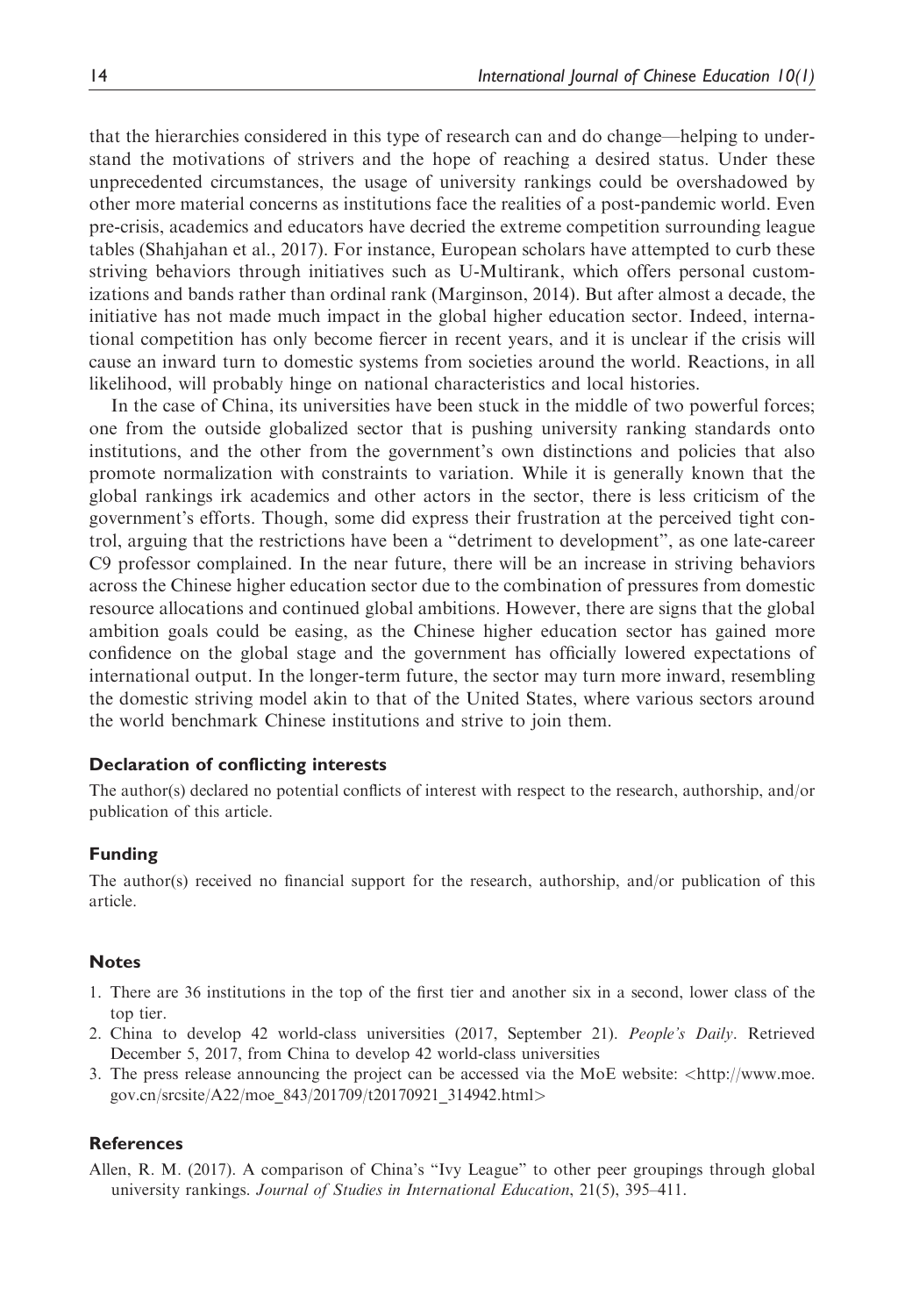that the hierarchies considered in this type of research can and do change—helping to understand the motivations of strivers and the hope of reaching a desired status. Under these unprecedented circumstances, the usage of university rankings could be overshadowed by other more material concerns as institutions face the realities of a post-pandemic world. Even pre-crisis, academics and educators have decried the extreme competition surrounding league tables (Shahjahan et al., 2017). For instance, European scholars have attempted to curb these striving behaviors through initiatives such as U-Multirank, which offers personal customizations and bands rather than ordinal rank (Marginson, 2014). But after almost a decade, the initiative has not made much impact in the global higher education sector. Indeed, international competition has only become fiercer in recent years, and it is unclear if the crisis will cause an inward turn to domestic systems from societies around the world. Reactions, in all likelihood, will probably hinge on national characteristics and local histories.

In the case of China, its universities have been stuck in the middle of two powerful forces; one from the outside globalized sector that is pushing university ranking standards onto institutions, and the other from the government's own distinctions and policies that also promote normalization with constraints to variation. While it is generally known that the global rankings irk academics and other actors in the sector, there is less criticism of the government's efforts. Though, some did express their frustration at the perceived tight control, arguing that the restrictions have been a "detriment to development", as one late-career C9 professor complained. In the near future, there will be an increase in striving behaviors across the Chinese higher education sector due to the combination of pressures from domestic resource allocations and continued global ambitions. However, there are signs that the global ambition goals could be easing, as the Chinese higher education sector has gained more confidence on the global stage and the government has officially lowered expectations of international output. In the longer-term future, the sector may turn more inward, resembling the domestic striving model akin to that of the United States, where various sectors around the world benchmark Chinese institutions and strive to join them.

### Declaration of conflicting interests

The author(s) declared no potential conflicts of interest with respect to the research, authorship, and/or publication of this article.

### Funding

The author(s) received no financial support for the research, authorship, and/or publication of this article.

### Notes

1. There are 36 institutions in the top of the first tier and another six in a second, lower class of the top tier.
2. China to develop 42 world-class universities (2017, September 21). *People's Daily*. Retrieved December 5, 2017, from China to develop 42 world-class universities
3. The press release announcing the project can be accessed via the MoE website: <http://www.moe.gov.cn/srcsite/A22/moe_843/201709/t20170921_314942.html>

### References

Allen, R. M. (2017). A comparison of China's "Ivy League" to other peer groupings through global university rankings. *Journal of Studies in International Education*, 21(5), 395–411.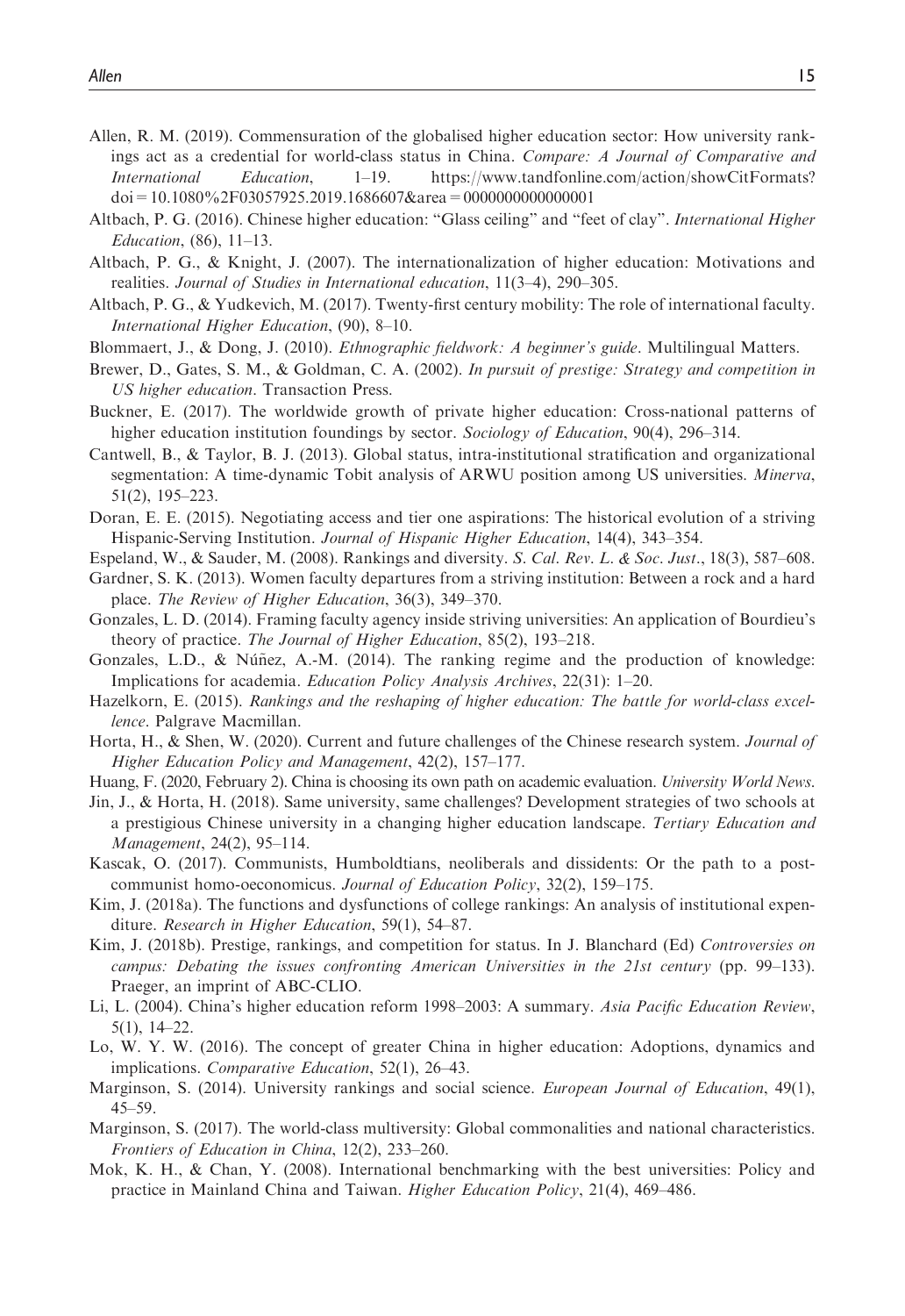Allen, R. M. (2019). Commensuration of the globalised higher education sector: How university rankings act as a credential for world-class status in China. *Compare: A Journal of Comparative and International Education*, 1–19. https://www.tandfonline.com/action/showCitFormats?doi=10.1080%2F03057925.2019.1686607&area=0000000000000001

Altbach, P. G. (2016). Chinese higher education: "Glass ceiling" and "feet of clay". *International Higher Education*, (86), 11–13.

Altbach, P. G., & Knight, J. (2007). The internationalization of higher education: Motivations and realities. *Journal of Studies in International education*, 11(3–4), 290–305.

Altbach, P. G., & Yudkevich, M. (2017). Twenty-first century mobility: The role of international faculty. *International Higher Education*, (90), 8–10.

Blommaert, J., & Dong, J. (2010). *Ethnographic fieldwork: A beginner's guide*. Multilingual Matters.

Brewer, D., Gates, S. M., & Goldman, C. A. (2002). *In pursuit of prestige: Strategy and competition in US higher education*. Transaction Press.

Buckner, E. (2017). The worldwide growth of private higher education: Cross-national patterns of higher education institution foundings by sector. *Sociology of Education*, 90(4), 296–314.

Cantwell, B., & Taylor, B. J. (2013). Global status, intra-institutional stratification and organizational segmentation: A time-dynamic Tobit analysis of ARWU position among US universities. *Minerva*, 51(2), 195–223.

Doran, E. E. (2015). Negotiating access and tier one aspirations: The historical evolution of a striving Hispanic-Serving Institution. *Journal of Hispanic Higher Education*, 14(4), 343–354.

Espeland, W., & Sauder, M. (2008). Rankings and diversity. *S. Cal. Rev. L. & Soc. Just.*, 18(3), 587–608.

Gardner, S. K. (2013). Women faculty departures from a striving institution: Between a rock and a hard place. *The Review of Higher Education*, 36(3), 349–370.

Gonzales, L. D. (2014). Framing faculty agency inside striving universities: An application of Bourdieu's theory of practice. *The Journal of Higher Education*, 85(2), 193–218.

Gonzales, L.D., & Núñez, A.-M. (2014). The ranking regime and the production of knowledge: Implications for academia. *Education Policy Analysis Archives*, 22(31): 1–20.

Hazelkorn, E. (2015). *Rankings and the reshaping of higher education: The battle for world-class excellence*. Palgrave Macmillan.

Horta, H., & Shen, W. (2020). Current and future challenges of the Chinese research system. *Journal of Higher Education Policy and Management*, 42(2), 157–177.

Huang, F. (2020, February 2). China is choosing its own path on academic evaluation. *University World News*.

Jin, J., & Horta, H. (2018). Same university, same challenges? Development strategies of two schools at a prestigious Chinese university in a changing higher education landscape. *Tertiary Education and Management*, 24(2), 95–114.

Kascak, O. (2017). Communists, Humboldtians, neoliberals and dissidents: Or the path to a post-communist homo-oeconomicus. *Journal of Education Policy*, 32(2), 159–175.

Kim, J. (2018a). The functions and dysfunctions of college rankings: An analysis of institutional expenditure. *Research in Higher Education*, 59(1), 54–87.

Kim, J. (2018b). Prestige, rankings, and competition for status. In J. Blanchard (Ed) *Controversies on campus: Debating the issues confronting American Universities in the 21st century* (pp. 99–133). Praeger, an imprint of ABC-CLIO.

Li, L. (2004). China's higher education reform 1998–2003: A summary. *Asia Pacific Education Review*, 5(1), 14–22.

Lo, W. Y. W. (2016). The concept of greater China in higher education: Adoptions, dynamics and implications. *Comparative Education*, 52(1), 26–43.

Marginson, S. (2014). University rankings and social science. *European Journal of Education*, 49(1), 45–59.

Marginson, S. (2017). The world-class multiversity: Global commonalities and national characteristics. *Frontiers of Education in China*, 12(2), 233–260.

Mok, K. H., & Chan, Y. (2008). International benchmarking with the best universities: Policy and practice in Mainland China and Taiwan. *Higher Education Policy*, 21(4), 469–486.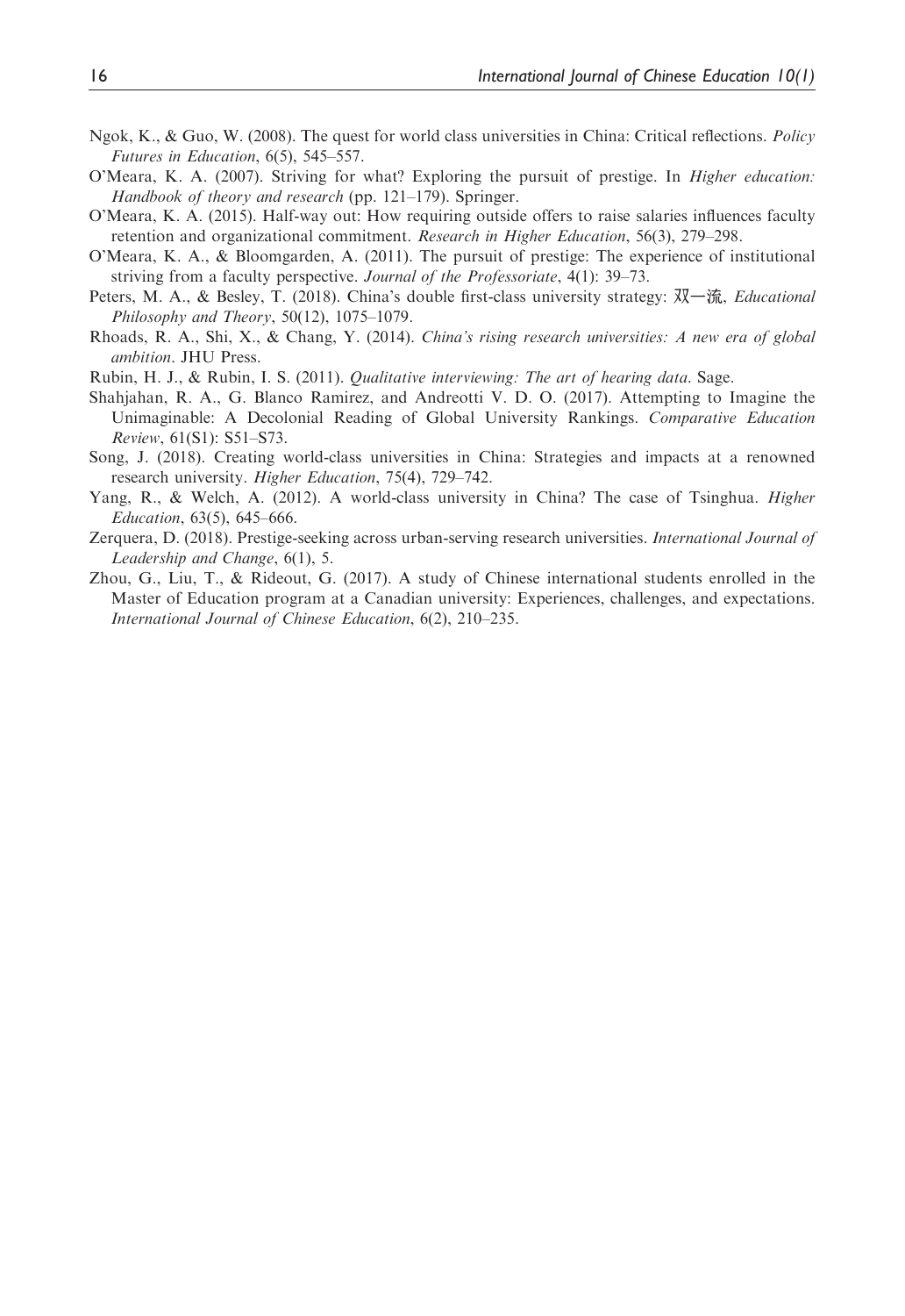Ngok, K., & Guo, W. (2008). The quest for world class universities in China: Critical reflections. *Policy Futures in Education*, 6(5), 545–557.

O'Meara, K. A. (2007). Striving for what? Exploring the pursuit of prestige. In *Higher education: Handbook of theory and research* (pp. 121–179). Springer.

O'Meara, K. A. (2015). Half-way out: How requiring outside offers to raise salaries influences faculty retention and organizational commitment. *Research in Higher Education*, 56(3), 279–298.

O'Meara, K. A., & Bloomgarden, A. (2011). The pursuit of prestige: The experience of institutional striving from a faculty perspective. *Journal of the Professoriate*, 4(1): 39–73.

Peters, M. A., & Besley, T. (2018). China's double first-class university strategy: 双一流, *Educational Philosophy and Theory*, 50(12), 1075–1079.

Rhoads, R. A., Shi, X., & Chang, Y. (2014). *China's rising research universities: A new era of global ambition*. JHU Press.

Rubin, H. J., & Rubin, I. S. (2011). *Qualitative interviewing: The art of hearing data*. Sage.

Shahjahan, R. A., G. Blanco Ramirez, and Andreotti V. D. O. (2017). Attempting to Imagine the Unimaginable: A Decolonial Reading of Global University Rankings. *Comparative Education Review*, 61(S1): S51–S73.

Song, J. (2018). Creating world-class universities in China: Strategies and impacts at a renowned research university. *Higher Education*, 75(4), 729–742.

Yang, R., & Welch, A. (2012). A world-class university in China? The case of Tsinghua. *Higher Education*, 63(5), 645–666.

Zerquera, D. (2018). Prestige-seeking across urban-serving research universities. *International Journal of Leadership and Change*, 6(1), 5.

Zhou, G., Liu, T., & Rideout, G. (2017). A study of Chinese international students enrolled in the Master of Education program at a Canadian university: Experiences, challenges, and expectations. *International Journal of Chinese Education*, 6(2), 210–235.